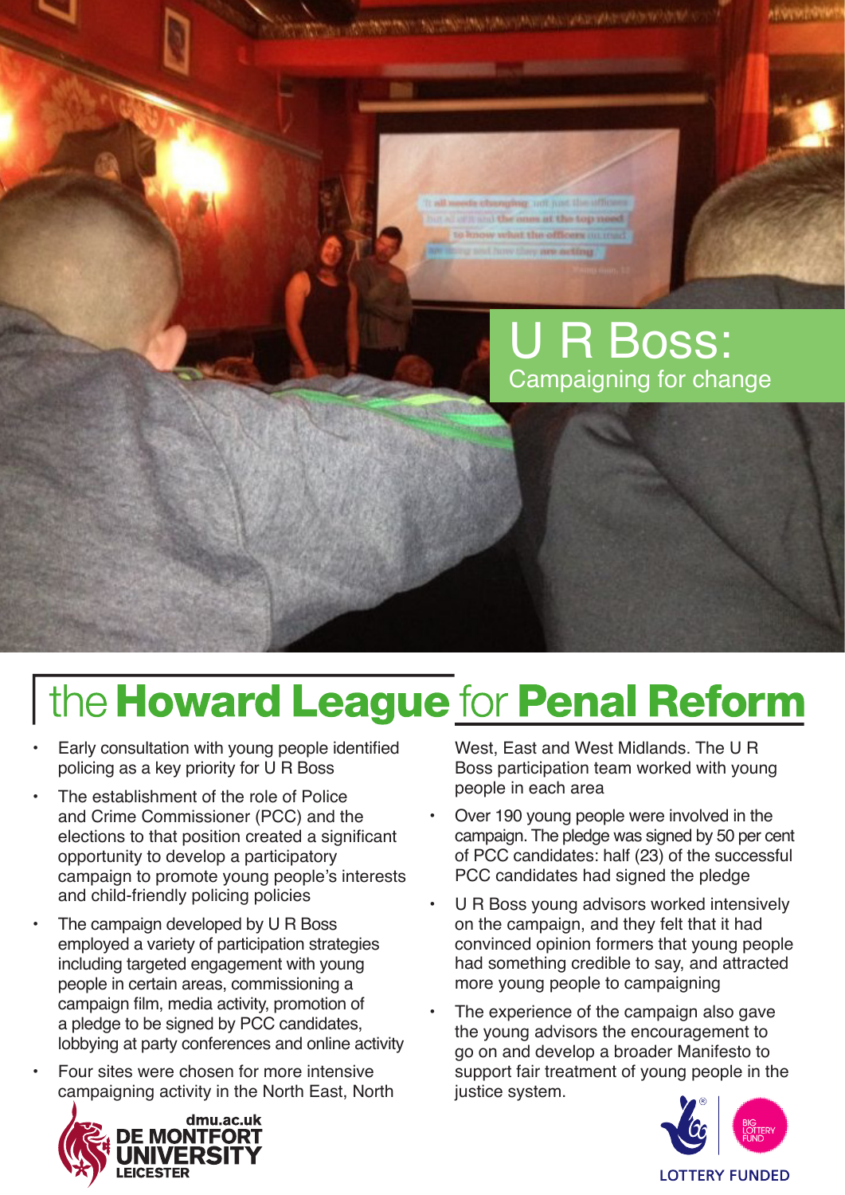# U R Boss: Campaigning for change

## the Howard League for Penal Reform

- Early consultation with young people identified policing as a key priority for U R Boss
- The establishment of the role of Police and Crime Commissioner (PCC) and the elections to that position created a significant opportunity to develop a participatory campaign to promote young people's interests and child-friendly policing policies
- The campaign developed by U R Boss employed a variety of participation strategies including targeted engagement with young people in certain areas, commissioning a campaign film, media activity, promotion of a pledge to be signed by PCC candidates, lobbying at party conferences and online activity
- Four sites were chosen for more intensive campaigning activity in the North East, North West, East and West Midlands. The U R Boss participation team worked with young people in each area
- Over 190 young people were involved in the campaign. The pledge was signed by 50 per cent of PCC candidates: half (23) of the successful PCC candidates had signed the pledge
- U R Boss young advisors worked intensively on the campaign, and they felt that it had convinced opinion formers that young people had something credible to say, and attracted more young people to campaigning
- The experience of the campaign also gave the young advisors the encouragement to go on and develop a broader Manifesto to support fair treatment of young people in the justice system.

dmu.ac.uk DE MONTFORT UNIVERSITY LEICESTER

BIG LOTTERY FUND LOTTERY FUNDED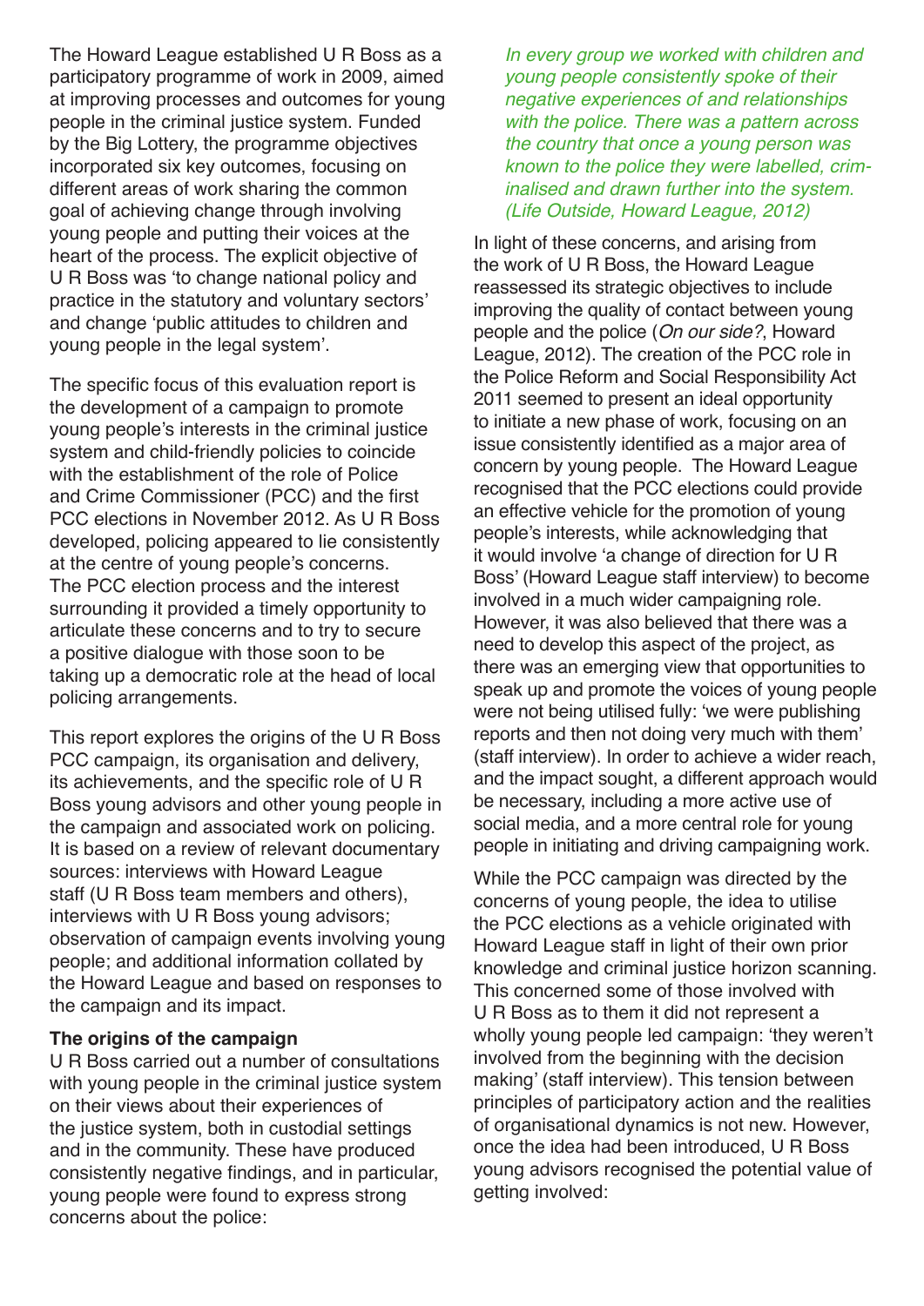The Howard League established U R Boss as a participatory programme of work in 2009, aimed at improving processes and outcomes for young people in the criminal justice system. Funded by the Big Lottery, the programme objectives incorporated six key outcomes, focusing on different areas of work sharing the common goal of achieving change through involving young people and putting their voices at the heart of the process. The explicit objective of U R Boss was 'to change national policy and practice in the statutory and voluntary sectors' and change 'public attitudes to children and young people in the legal system'.

The specific focus of this evaluation report is the development of a campaign to promote young people's interests in the criminal justice system and child-friendly policies to coincide with the establishment of the role of Police and Crime Commissioner (PCC) and the first PCC elections in November 2012. As U R Boss developed, policing appeared to lie consistently at the centre of young people's concerns. The PCC election process and the interest surrounding it provided a timely opportunity to articulate these concerns and to try to secure a positive dialogue with those soon to be taking up a democratic role at the head of local policing arrangements.

This report explores the origins of the U R Boss PCC campaign, its organisation and delivery, its achievements, and the specific role of U R Boss young advisors and other young people in the campaign and associated work on policing. It is based on a review of relevant documentary sources: interviews with Howard League staff (U R Boss team members and others), interviews with U R Boss young advisors; observation of campaign events involving young people; and additional information collated by the Howard League and based on responses to the campaign and its impact.

**The origins of the campaign**

U R Boss carried out a number of consultations with young people in the criminal justice system on their views about their experiences of the justice system, both in custodial settings and in the community. These have produced consistently negative findings, and in particular, young people were found to express strong concerns about the police:

> *In every group we worked with children and young people consistently spoke of their negative experiences of and relationships with the police. There was a pattern across the country that once a young person was known to the police they were labelled, criminalised and drawn further into the system. (Life Outside, Howard League, 2012)*

In light of these concerns, and arising from the work of U R Boss, the Howard League reassessed its strategic objectives to include improving the quality of contact between young people and the police (*On our side?*, Howard League, 2012). The creation of the PCC role in the Police Reform and Social Responsibility Act 2011 seemed to present an ideal opportunity to initiate a new phase of work, focusing on an issue consistently identified as a major area of concern by young people. The Howard League recognised that the PCC elections could provide an effective vehicle for the promotion of young people's interests, while acknowledging that it would involve 'a change of direction for U R Boss' (Howard League staff interview) to become involved in a much wider campaigning role. However, it was also believed that there was a need to develop this aspect of the project, as there was an emerging view that opportunities to speak up and promote the voices of young people were not being utilised fully: 'we were publishing reports and then not doing very much with them' (staff interview). In order to achieve a wider reach, and the impact sought, a different approach would be necessary, including a more active use of social media, and a more central role for young people in initiating and driving campaigning work.

While the PCC campaign was directed by the concerns of young people, the idea to utilise the PCC elections as a vehicle originated with Howard League staff in light of their own prior knowledge and criminal justice horizon scanning. This concerned some of those involved with U R Boss as to them it did not represent a wholly young people led campaign: 'they weren't involved from the beginning with the decision making' (staff interview). This tension between principles of participatory action and the realities of organisational dynamics is not new. However, once the idea had been introduced, U R Boss young advisors recognised the potential value of getting involved: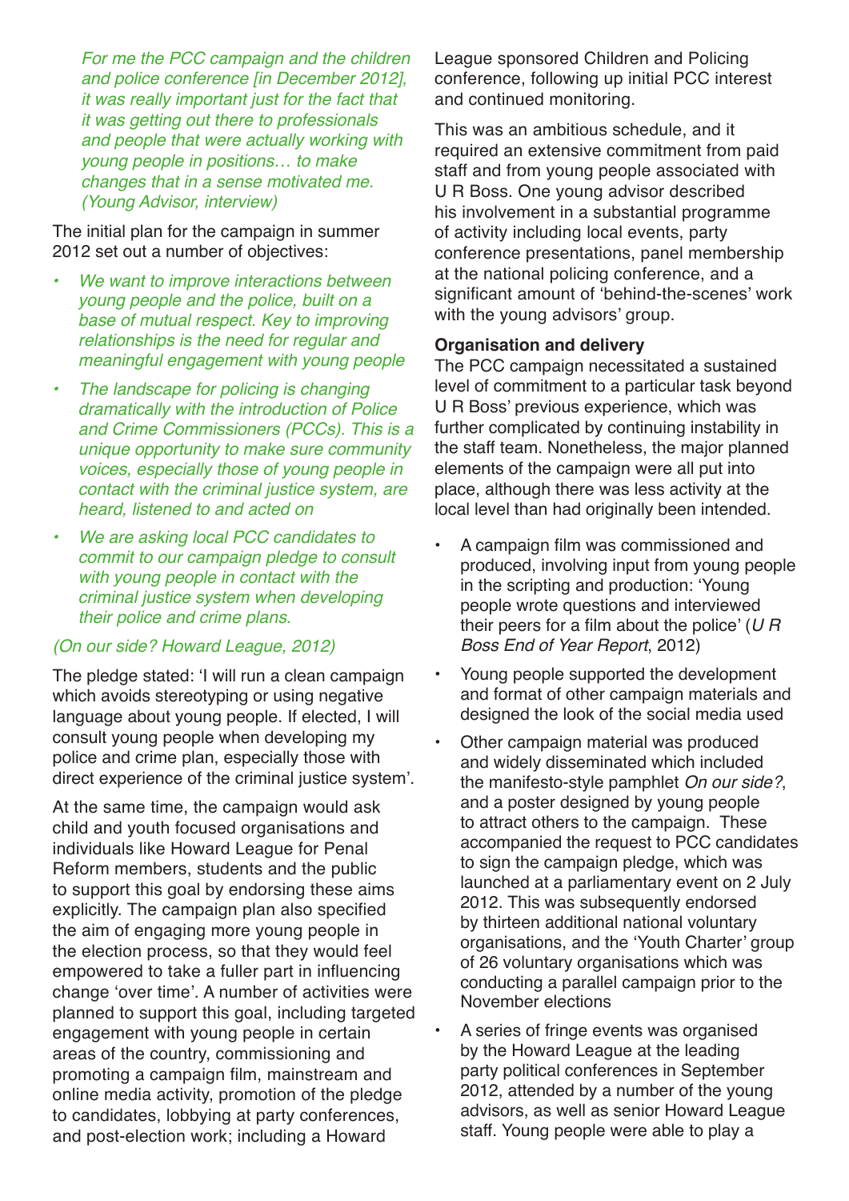*For me the PCC campaign and the children and police conference [in December 2012], it was really important just for the fact that it was getting out there to professionals and people that were actually working with young people in positions… to make changes that in a sense motivated me. (Young Advisor, interview)*

The initial plan for the campaign in summer 2012 set out a number of objectives:

- *We want to improve interactions between young people and the police, built on a base of mutual respect. Key to improving relationships is the need for regular and meaningful engagement with young people*
- *The landscape for policing is changing dramatically with the introduction of Police and Crime Commissioners (PCCs). This is a unique opportunity to make sure community voices, especially those of young people in contact with the criminal justice system, are heard, listened to and acted on*
- *We are asking local PCC candidates to commit to our campaign pledge to consult with young people in contact with the criminal justice system when developing their police and crime plans.*

*(On our side? Howard League, 2012)*

The pledge stated: 'I will run a clean campaign which avoids stereotyping or using negative language about young people. If elected, I will consult young people when developing my police and crime plan, especially those with direct experience of the criminal justice system'.

At the same time, the campaign would ask child and youth focused organisations and individuals like Howard League for Penal Reform members, students and the public to support this goal by endorsing these aims explicitly. The campaign plan also specified the aim of engaging more young people in the election process, so that they would feel empowered to take a fuller part in influencing change 'over time'. A number of activities were planned to support this goal, including targeted engagement with young people in certain areas of the country, commissioning and promoting a campaign film, mainstream and online media activity, promotion of the pledge to candidates, lobbying at party conferences, and post-election work; including a Howard League sponsored Children and Policing conference, following up initial PCC interest and continued monitoring.

This was an ambitious schedule, and it required an extensive commitment from paid staff and from young people associated with U R Boss. One young advisor described his involvement in a substantial programme of activity including local events, party conference presentations, panel membership at the national policing conference, and a significant amount of 'behind-the-scenes' work with the young advisors' group.

**Organisation and delivery**

The PCC campaign necessitated a sustained level of commitment to a particular task beyond U R Boss' previous experience, which was further complicated by continuing instability in the staff team. Nonetheless, the major planned elements of the campaign were all put into place, although there was less activity at the local level than had originally been intended.

- A campaign film was commissioned and produced, involving input from young people in the scripting and production: 'Young people wrote questions and interviewed their peers for a film about the police' (*U R Boss End of Year Report*, 2012)
- Young people supported the development and format of other campaign materials and designed the look of the social media used
- Other campaign material was produced and widely disseminated which included the manifesto-style pamphlet *On our side?*, and a poster designed by young people to attract others to the campaign. These accompanied the request to PCC candidates to sign the campaign pledge, which was launched at a parliamentary event on 2 July 2012. This was subsequently endorsed by thirteen additional national voluntary organisations, and the 'Youth Charter' group of 26 voluntary organisations which was conducting a parallel campaign prior to the November elections
- A series of fringe events was organised by the Howard League at the leading party political conferences in September 2012, attended by a number of the young advisors, as well as senior Howard League staff. Young people were able to play a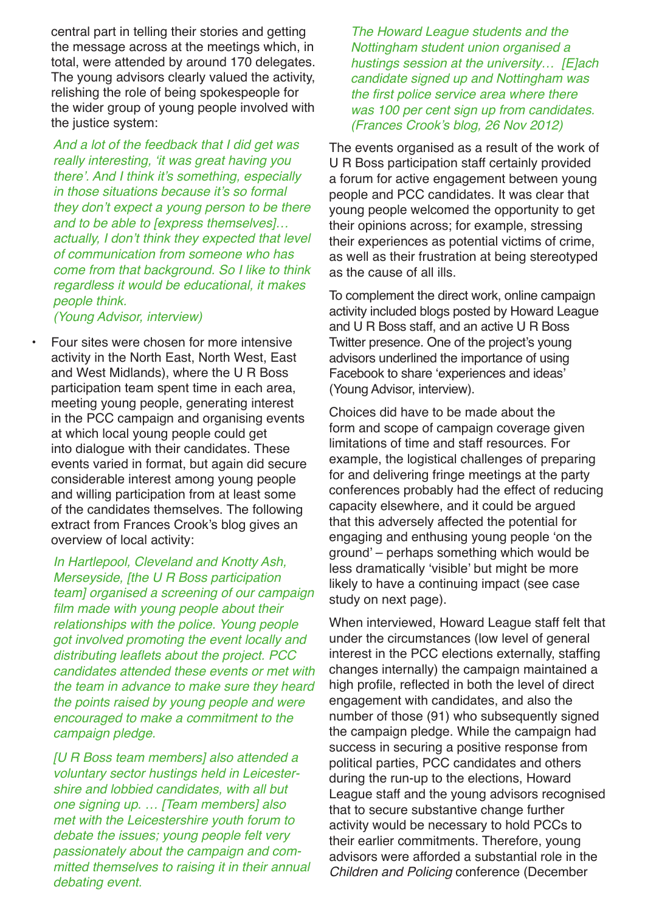central part in telling their stories and getting the message across at the meetings which, in total, were attended by around 170 delegates. The young advisors clearly valued the activity, relishing the role of being spokespeople for the wider group of young people involved with the justice system:

> *And a lot of the feedback that I did get was really interesting, 'it was great having you there'. And I think it's something, especially in those situations because it's so formal they don't expect a young person to be there and to be able to [express themselves]… actually, I don't think they expected that level of communication from someone who has come from that background. So I like to think regardless it would be educational, it makes people think.*
> *(Young Advisor, interview)*

- Four sites were chosen for more intensive activity in the North East, North West, East and West Midlands), where the U R Boss participation team spent time in each area, meeting young people, generating interest in the PCC campaign and organising events at which local young people could get into dialogue with their candidates. These events varied in format, but again did secure considerable interest among young people and willing participation from at least some of the candidates themselves. The following extract from Frances Crook's blog gives an overview of local activity:

> *In Hartlepool, Cleveland and Knotty Ash, Merseyside, [the U R Boss participation team] organised a screening of our campaign film made with young people about their relationships with the police. Young people got involved promoting the event locally and distributing leaflets about the project. PCC candidates attended these events or met with the team in advance to make sure they heard the points raised by young people and were encouraged to make a commitment to the campaign pledge.*
>
> *[U R Boss team members] also attended a voluntary sector hustings held in Leicestershire and lobbied candidates, with all but one signing up. … [Team members] also met with the Leicestershire youth forum to debate the issues; young people felt very passionately about the campaign and committed themselves to raising it in their annual debating event.*
>
> *The Howard League students and the Nottingham student union organised a hustings session at the university… [E]ach candidate signed up and Nottingham was the first police service area where there was 100 per cent sign up from candidates. (Frances Crook's blog, 26 Nov 2012)*

The events organised as a result of the work of U R Boss participation staff certainly provided a forum for active engagement between young people and PCC candidates. It was clear that young people welcomed the opportunity to get their opinions across; for example, stressing their experiences as potential victims of crime, as well as their frustration at being stereotyped as the cause of all ills.

To complement the direct work, online campaign activity included blogs posted by Howard League and U R Boss staff, and an active U R Boss Twitter presence. One of the project's young advisors underlined the importance of using Facebook to share 'experiences and ideas' (Young Advisor, interview).

Choices did have to be made about the form and scope of campaign coverage given limitations of time and staff resources. For example, the logistical challenges of preparing for and delivering fringe meetings at the party conferences probably had the effect of reducing capacity elsewhere, and it could be argued that this adversely affected the potential for engaging and enthusing young people 'on the ground' – perhaps something which would be less dramatically 'visible' but might be more likely to have a continuing impact (see case study on next page).

When interviewed, Howard League staff felt that under the circumstances (low level of general interest in the PCC elections externally, staffing changes internally) the campaign maintained a high profile, reflected in both the level of direct engagement with candidates, and also the number of those (91) who subsequently signed the campaign pledge. While the campaign had success in securing a positive response from political parties, PCC candidates and others during the run-up to the elections, Howard League staff and the young advisors recognised that to secure substantive change further activity would be necessary to hold PCCs to their earlier commitments. Therefore, young advisors were afforded a substantial role in the *Children and Policing* conference (December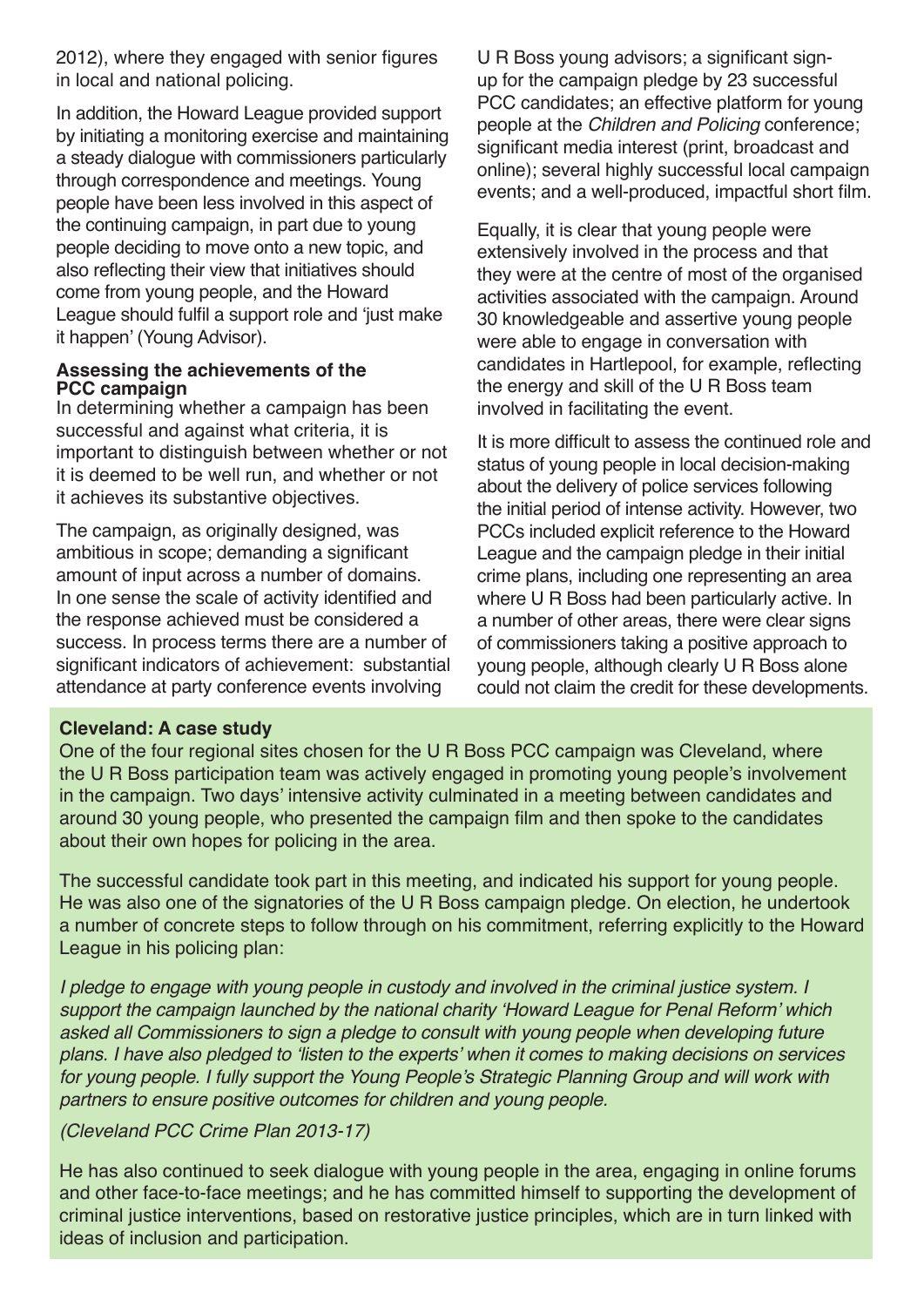2012), where they engaged with senior figures in local and national policing.

In addition, the Howard League provided support by initiating a monitoring exercise and maintaining a steady dialogue with commissioners particularly through correspondence and meetings. Young people have been less involved in this aspect of the continuing campaign, in part due to young people deciding to move onto a new topic, and also reflecting their view that initiatives should come from young people, and the Howard League should fulfil a support role and 'just make it happen' (Young Advisor).

**Assessing the achievements of the PCC campaign**

In determining whether a campaign has been successful and against what criteria, it is important to distinguish between whether or not it is deemed to be well run, and whether or not it achieves its substantive objectives.

The campaign, as originally designed, was ambitious in scope; demanding a significant amount of input across a number of domains. In one sense the scale of activity identified and the response achieved must be considered a success. In process terms there are a number of significant indicators of achievement: substantial attendance at party conference events involving U R Boss young advisors; a significant sign-up for the campaign pledge by 23 successful PCC candidates; an effective platform for young people at the *Children and Policing* conference; significant media interest (print, broadcast and online); several highly successful local campaign events; and a well-produced, impactful short film.

Equally, it is clear that young people were extensively involved in the process and that they were at the centre of most of the organised activities associated with the campaign. Around 30 knowledgeable and assertive young people were able to engage in conversation with candidates in Hartlepool, for example, reflecting the energy and skill of the U R Boss team involved in facilitating the event.

It is more difficult to assess the continued role and status of young people in local decision-making about the delivery of police services following the initial period of intense activity. However, two PCCs included explicit reference to the Howard League and the campaign pledge in their initial crime plans, including one representing an area where U R Boss had been particularly active. In a number of other areas, there were clear signs of commissioners taking a positive approach to young people, although clearly U R Boss alone could not claim the credit for these developments.

**Cleveland: A case study**

One of the four regional sites chosen for the U R Boss PCC campaign was Cleveland, where the U R Boss participation team was actively engaged in promoting young people's involvement in the campaign. Two days' intensive activity culminated in a meeting between candidates and around 30 young people, who presented the campaign film and then spoke to the candidates about their own hopes for policing in the area.

The successful candidate took part in this meeting, and indicated his support for young people. He was also one of the signatories of the U R Boss campaign pledge. On election, he undertook a number of concrete steps to follow through on his commitment, referring explicitly to the Howard League in his policing plan:

*I pledge to engage with young people in custody and involved in the criminal justice system. I support the campaign launched by the national charity 'Howard League for Penal Reform' which asked all Commissioners to sign a pledge to consult with young people when developing future plans. I have also pledged to 'listen to the experts' when it comes to making decisions on services for young people. I fully support the Young People's Strategic Planning Group and will work with partners to ensure positive outcomes for children and young people.*

*(Cleveland PCC Crime Plan 2013-17)*

He has also continued to seek dialogue with young people in the area, engaging in online forums and other face-to-face meetings; and he has committed himself to supporting the development of criminal justice interventions, based on restorative justice principles, which are in turn linked with ideas of inclusion and participation.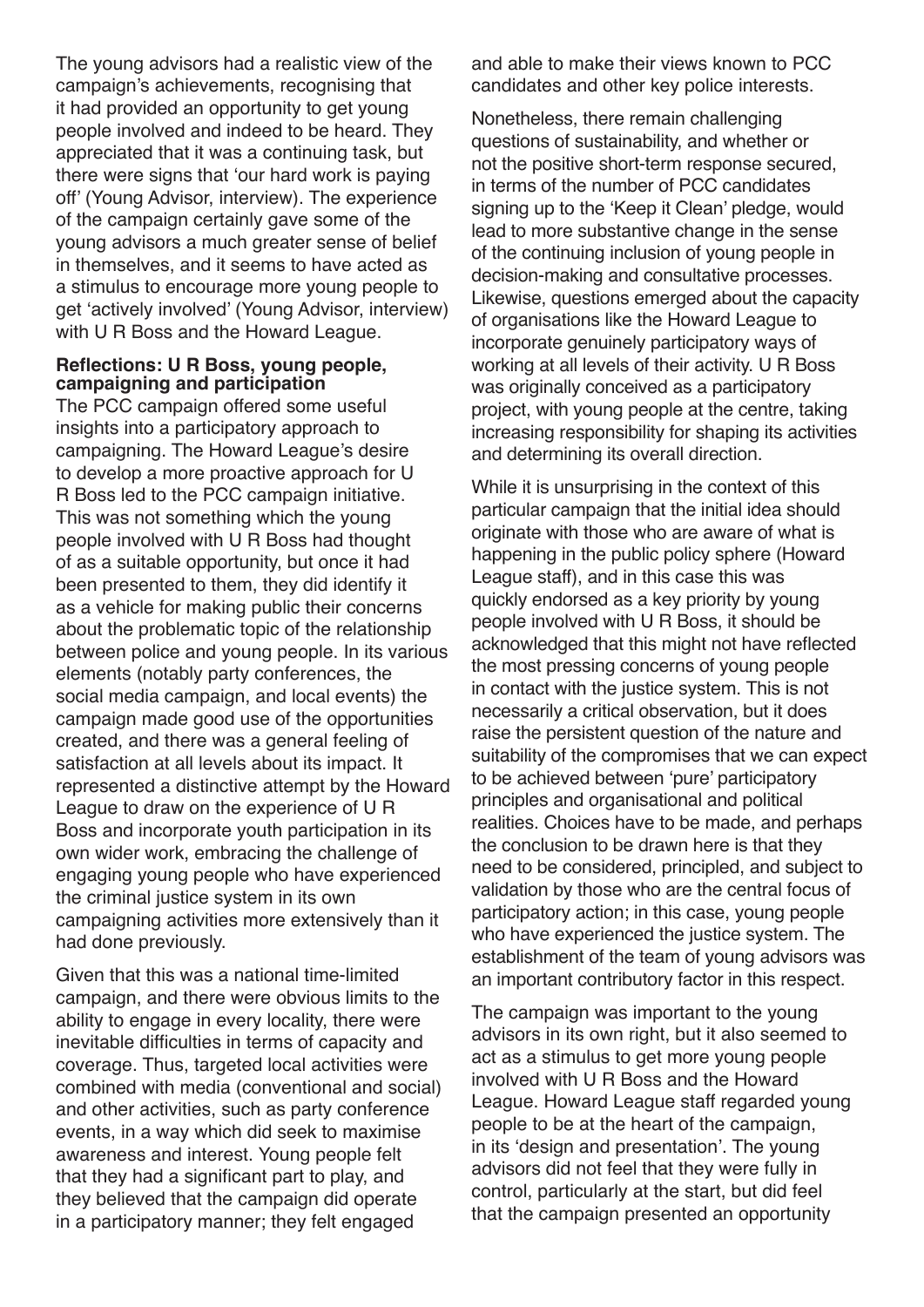The young advisors had a realistic view of the campaign's achievements, recognising that it had provided an opportunity to get young people involved and indeed to be heard. They appreciated that it was a continuing task, but there were signs that 'our hard work is paying off' (Young Advisor, interview). The experience of the campaign certainly gave some of the young advisors a much greater sense of belief in themselves, and it seems to have acted as a stimulus to encourage more young people to get 'actively involved' (Young Advisor, interview) with U R Boss and the Howard League.

**Reflections: U R Boss, young people, campaigning and participation**

The PCC campaign offered some useful insights into a participatory approach to campaigning. The Howard League's desire to develop a more proactive approach for U R Boss led to the PCC campaign initiative. This was not something which the young people involved with U R Boss had thought of as a suitable opportunity, but once it had been presented to them, they did identify it as a vehicle for making public their concerns about the problematic topic of the relationship between police and young people. In its various elements (notably party conferences, the social media campaign, and local events) the campaign made good use of the opportunities created, and there was a general feeling of satisfaction at all levels about its impact. It represented a distinctive attempt by the Howard League to draw on the experience of U R Boss and incorporate youth participation in its own wider work, embracing the challenge of engaging young people who have experienced the criminal justice system in its own campaigning activities more extensively than it had done previously.

Given that this was a national time-limited campaign, and there were obvious limits to the ability to engage in every locality, there were inevitable difficulties in terms of capacity and coverage. Thus, targeted local activities were combined with media (conventional and social) and other activities, such as party conference events, in a way which did seek to maximise awareness and interest. Young people felt that they had a significant part to play, and they believed that the campaign did operate in a participatory manner; they felt engaged and able to make their views known to PCC candidates and other key police interests.

Nonetheless, there remain challenging questions of sustainability, and whether or not the positive short-term response secured, in terms of the number of PCC candidates signing up to the 'Keep it Clean' pledge, would lead to more substantive change in the sense of the continuing inclusion of young people in decision-making and consultative processes. Likewise, questions emerged about the capacity of organisations like the Howard League to incorporate genuinely participatory ways of working at all levels of their activity. U R Boss was originally conceived as a participatory project, with young people at the centre, taking increasing responsibility for shaping its activities and determining its overall direction.

While it is unsurprising in the context of this particular campaign that the initial idea should originate with those who are aware of what is happening in the public policy sphere (Howard League staff), and in this case this was quickly endorsed as a key priority by young people involved with U R Boss, it should be acknowledged that this might not have reflected the most pressing concerns of young people in contact with the justice system. This is not necessarily a critical observation, but it does raise the persistent question of the nature and suitability of the compromises that we can expect to be achieved between 'pure' participatory principles and organisational and political realities. Choices have to be made, and perhaps the conclusion to be drawn here is that they need to be considered, principled, and subject to validation by those who are the central focus of participatory action; in this case, young people who have experienced the justice system. The establishment of the team of young advisors was an important contributory factor in this respect.

The campaign was important to the young advisors in its own right, but it also seemed to act as a stimulus to get more young people involved with U R Boss and the Howard League. Howard League staff regarded young people to be at the heart of the campaign, in its 'design and presentation'. The young advisors did not feel that they were fully in control, particularly at the start, but did feel that the campaign presented an opportunity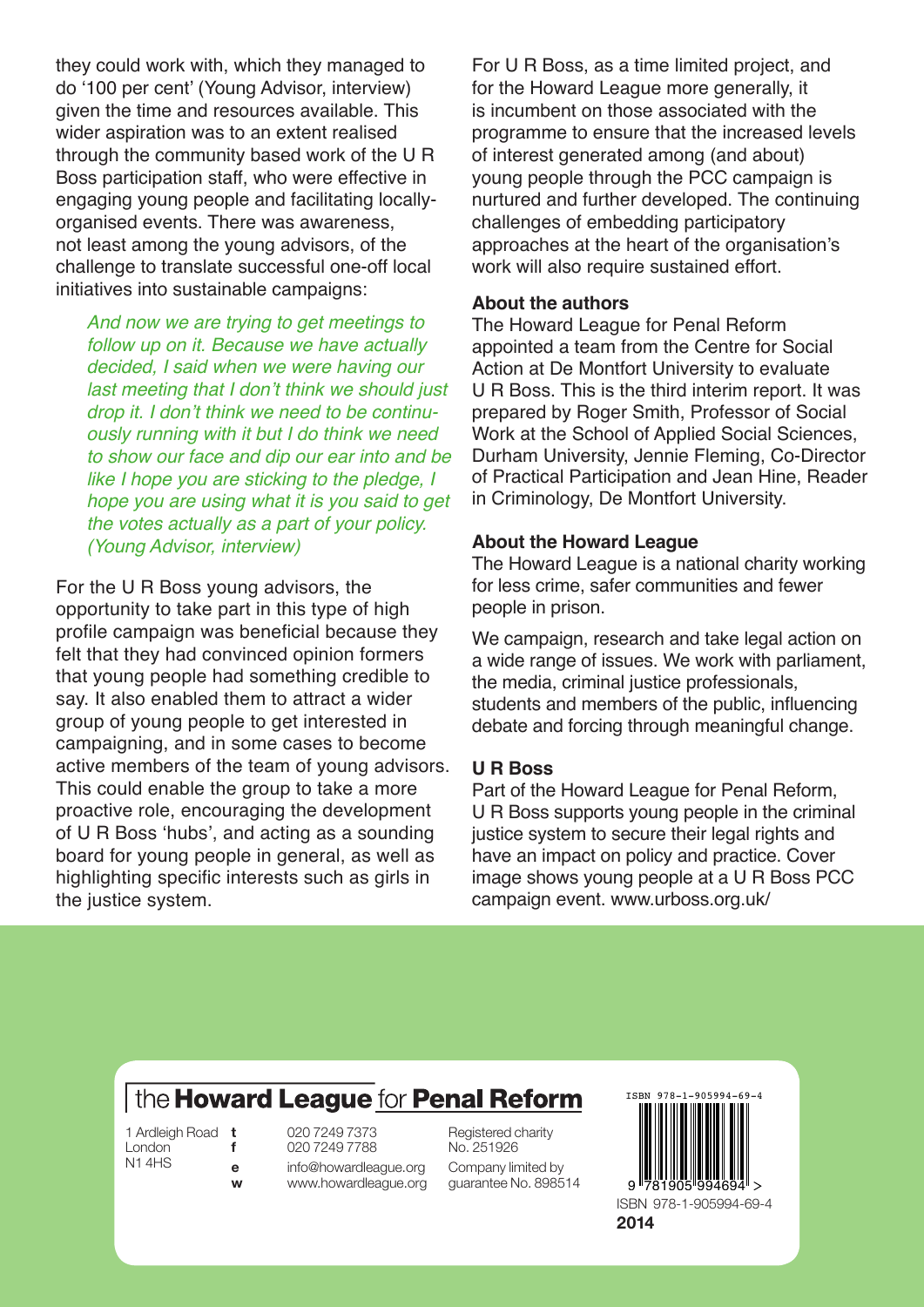they could work with, which they managed to do '100 per cent' (Young Advisor, interview) given the time and resources available. This wider aspiration was to an extent realised through the community based work of the U R Boss participation staff, who were effective in engaging young people and facilitating locally-organised events. There was awareness, not least among the young advisors, of the challenge to translate successful one-off local initiatives into sustainable campaigns:

> *And now we are trying to get meetings to follow up on it. Because we have actually decided, I said when we were having our last meeting that I don't think we should just drop it. I don't think we need to be continuously running with it but I do think we need to show our face and dip our ear into and be like I hope you are sticking to the pledge, I hope you are using what it is you said to get the votes actually as a part of your policy. (Young Advisor, interview)*

For the U R Boss young advisors, the opportunity to take part in this type of high profile campaign was beneficial because they felt that they had convinced opinion formers that young people had something credible to say. It also enabled them to attract a wider group of young people to get interested in campaigning, and in some cases to become active members of the team of young advisors. This could enable the group to take a more proactive role, encouraging the development of U R Boss 'hubs', and acting as a sounding board for young people in general, as well as highlighting specific interests such as girls in the justice system.

For U R Boss, as a time limited project, and for the Howard League more generally, it is incumbent on those associated with the programme to ensure that the increased levels of interest generated among (and about) young people through the PCC campaign is nurtured and further developed. The continuing challenges of embedding participatory approaches at the heart of the organisation's work will also require sustained effort.

**About the authors**

The Howard League for Penal Reform appointed a team from the Centre for Social Action at De Montfort University to evaluate U R Boss. This is the third interim report. It was prepared by Roger Smith, Professor of Social Work at the School of Applied Social Sciences, Durham University, Jennie Fleming, Co-Director of Practical Participation and Jean Hine, Reader in Criminology, De Montfort University.

**About the Howard League**

The Howard League is a national charity working for less crime, safer communities and fewer people in prison.

We campaign, research and take legal action on a wide range of issues. We work with parliament, the media, criminal justice professionals, students and members of the public, influencing debate and forcing through meaningful change.

**U R Boss**

Part of the Howard League for Penal Reform, U R Boss supports young people in the criminal justice system to secure their legal rights and have an impact on policy and practice. Cover image shows young people at a U R Boss PCC campaign event. www.urboss.org.uk/

the **Howard League** for **Penal Reform**

1 Ardleigh Road
London
N1 4HS

**t** 020 7249 7373
**f** 020 7249 7788
**e** info@howardleague.org
**w** www.howardleague.org

Registered charity No. 251926
Company limited by guarantee No. 898514

ISBN 978-1-905994-69-4

**2014**